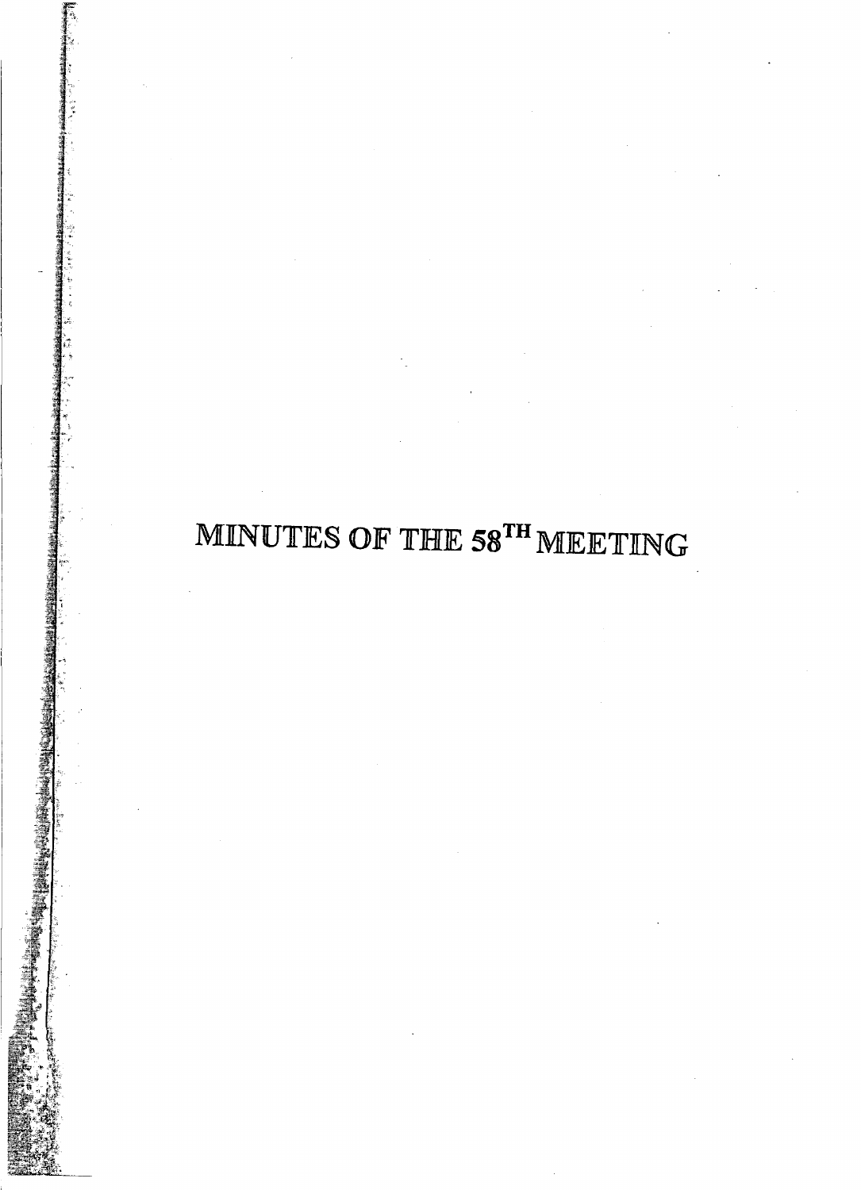# MINUTES OF THE 58$^{TH}$ MEETING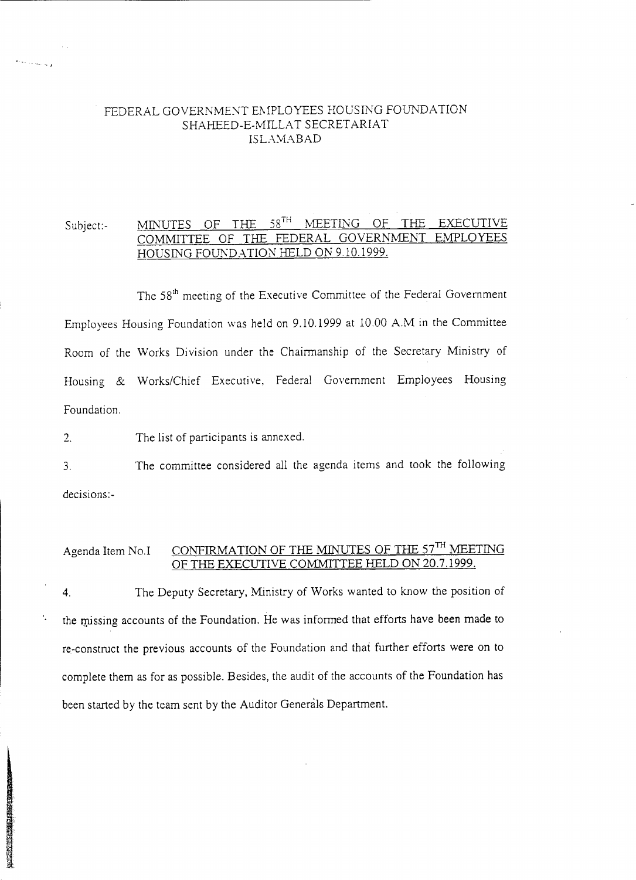FEDERAL GOVERNMENT EMPLOYEES HOUSING FOUNDATION
SHAHEED-E-MILLAT SECRETARIAT
ISLAMABAD

Subject:- MINUTES OF THE 58$^{TH}$ MEETING OF THE EXECUTIVE COMMITTEE OF THE FEDERAL GOVERNMENT EMPLOYEES HOUSING FOUNDATION HELD ON 9.10.1999.

The 58$^{th}$ meeting of the Executive Committee of the Federal Government Employees Housing Foundation was held on 9.10.1999 at 10.00 A.M in the Committee Room of the Works Division under the Chairmanship of the Secretary Ministry of Housing & Works/Chief Executive, Federal Government Employees Housing Foundation.

2. The list of participants is annexed.

3. The committee considered all the agenda items and took the following decisions:-

Agenda Item No.I CONFIRMATION OF THE MINUTES OF THE 57$^{TH}$ MEETING OF THE EXECUTIVE COMMITTEE HELD ON 20.7.1999.

4. The Deputy Secretary, Ministry of Works wanted to know the position of the missing accounts of the Foundation. He was informed that efforts have been made to re-construct the previous accounts of the Foundation and that further efforts were on to complete them as for as possible. Besides, the audit of the accounts of the Foundation has been started by the team sent by the Auditor Generals Department.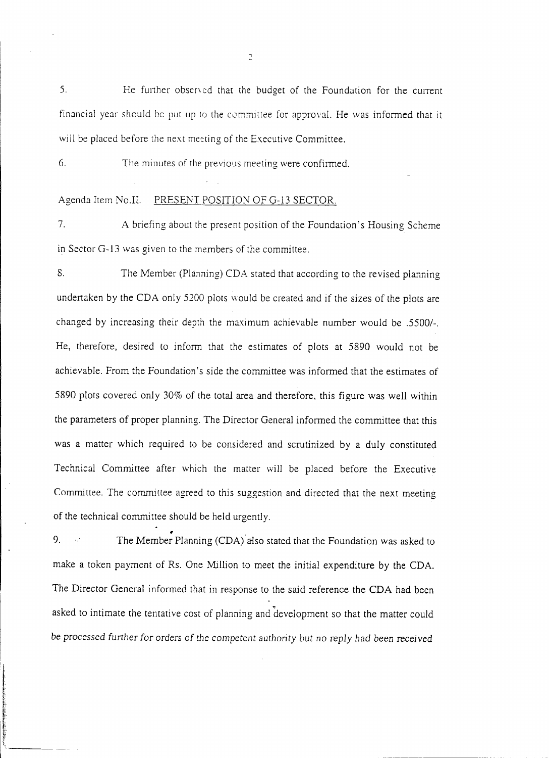5. He further observed that the budget of the Foundation for the current financial year should be put up to the committee for approval. He was informed that it will be placed before the next meeting of the Executive Committee.

6. The minutes of the previous meeting were confirmed.

Agenda Item No.II. <u>PRESENT POSITION OF G-13 SECTOR.</u>

7. A briefing about the present position of the Foundation's Housing Scheme in Sector G-13 was given to the members of the committee.

8. The Member (Planning) CDA stated that according to the revised planning undertaken by the CDA only 5200 plots would be created and if the sizes of the plots are changed by increasing their depth the maximum achievable number would be .5500/-. He, therefore, desired to inform that the estimates of plots at 5890 would not be achievable. From the Foundation's side the committee was informed that the estimates of 5890 plots covered only 30% of the total area and therefore, this figure was well within the parameters of proper planning. The Director General informed the committee that this was a matter which required to be considered and scrutinized by a duly constituted Technical Committee after which the matter will be placed before the Executive Committee. The committee agreed to this suggestion and directed that the next meeting of the technical committee should be held urgently.

9. The Member Planning (CDA) also stated that the Foundation was asked to make a token payment of Rs. One Million to meet the initial expenditure by the CDA. The Director General informed that in response to the said reference the CDA had been asked to intimate the tentative cost of planning and development so that the matter could be processed further for orders of the competent authority but no reply had been received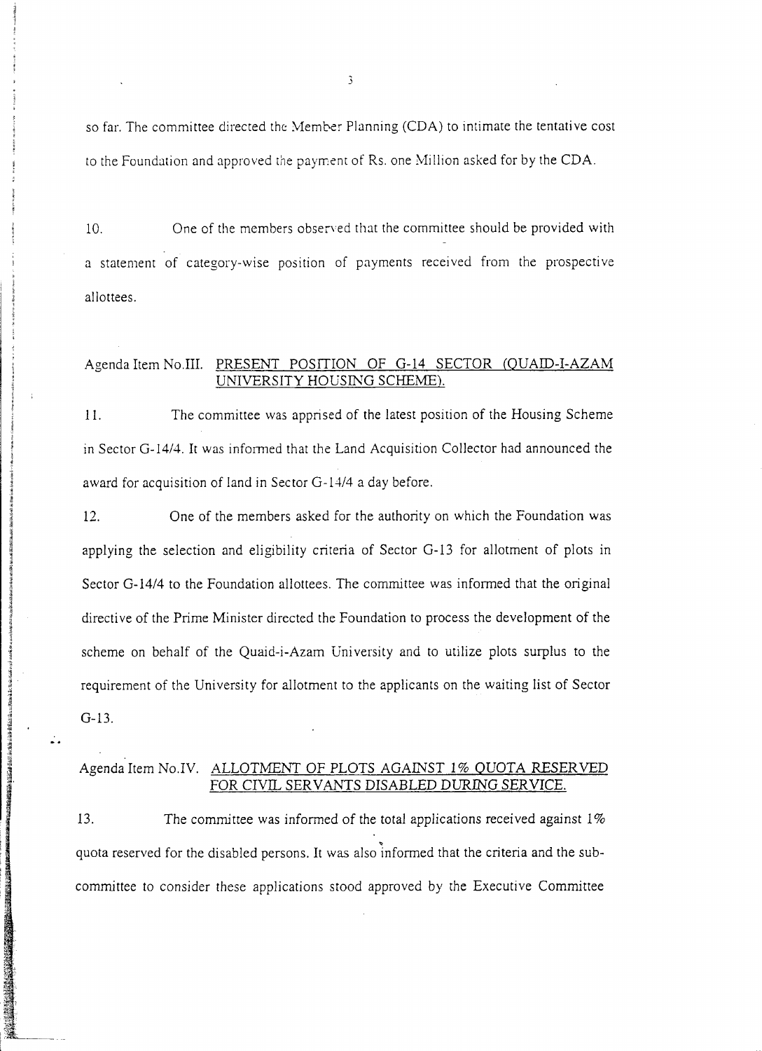so far. The committee directed the Member Planning (CDA) to intimate the tentative cost to the Foundation and approved the payment of Rs. one Million asked for by the CDA.

10. One of the members observed that the committee should be provided with a statement of category-wise position of payments received from the prospective allottees.

Agenda Item No.III. <u>PRESENT POSITION OF G-14 SECTOR (QUAID-I-AZAM UNIVERSITY HOUSING SCHEME).</u>

11. The committee was apprised of the latest position of the Housing Scheme in Sector G-14/4. It was informed that the Land Acquisition Collector had announced the award for acquisition of land in Sector G-14/4 a day before.

12. One of the members asked for the authority on which the Foundation was applying the selection and eligibility criteria of Sector G-13 for allotment of plots in Sector G-14/4 to the Foundation allottees. The committee was informed that the original directive of the Prime Minister directed the Foundation to process the development of the scheme on behalf of the Quaid-i-Azam University and to utilize plots surplus to the requirement of the University for allotment to the applicants on the waiting list of Sector G-13.

Agenda Item No.IV. <u>ALLOTMENT OF PLOTS AGAINST 1% QUOTA RESERVED FOR CIVIL SERVANTS DISABLED DURING SERVICE.</u>

13. The committee was informed of the total applications received against 1% quota reserved for the disabled persons. It was also informed that the criteria and the sub-committee to consider these applications stood approved by the Executive Committee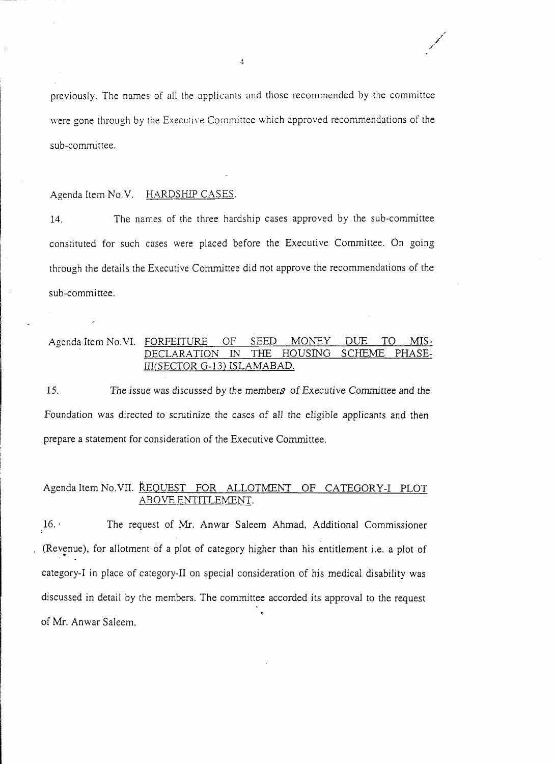previously. The names of all the applicants and those recommended by the committee were gone through by the Executive Committee which approved recommendations of the sub-committee.

Agenda Item No.V. <u>HARDSHIP CASES</u>.

14. The names of the three hardship cases approved by the sub-committee constituted for such cases were placed before the Executive Committee. On going through the details the Executive Committee did not approve the recommendations of the sub-committee.

Agenda Item No.VI. <u>FORFEITURE OF SEED MONEY DUE TO MIS-DECLARATION IN THE HOUSING SCHEME PHASE-III(SECTOR G-13) ISLAMABAD.</u>

15. The issue was discussed by the members of Executive Committee and the Foundation was directed to scrutinize the cases of all the eligible applicants and then prepare a statement for consideration of the Executive Committee.

Agenda Item No.VII. <u>REQUEST FOR ALLOTMENT OF CATEGORY-I PLOT ABOVE ENTITLEMENT.</u>

16. The request of Mr. Anwar Saleem Ahmad, Additional Commissioner (Revenue), for allotment of a plot of category higher than his entitlement i.e. a plot of category-I in place of category-II on special consideration of his medical disability was discussed in detail by the members. The committee accorded its approval to the request of Mr. Anwar Saleem.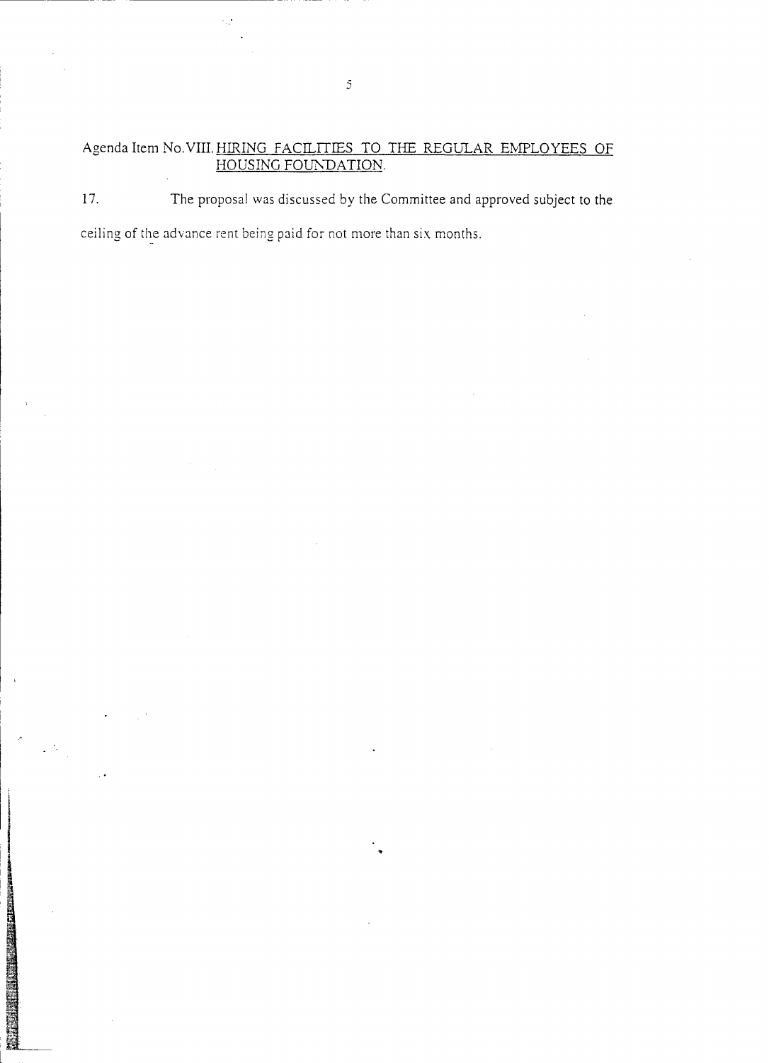Agenda Item No. VIII. <u>HIRING FACILITIES TO THE REGULAR EMPLOYEES OF HOUSING FOUNDATION.</u>

17. The proposal was discussed by the Committee and approved subject to the ceiling of the advance rent being paid for not more than six months.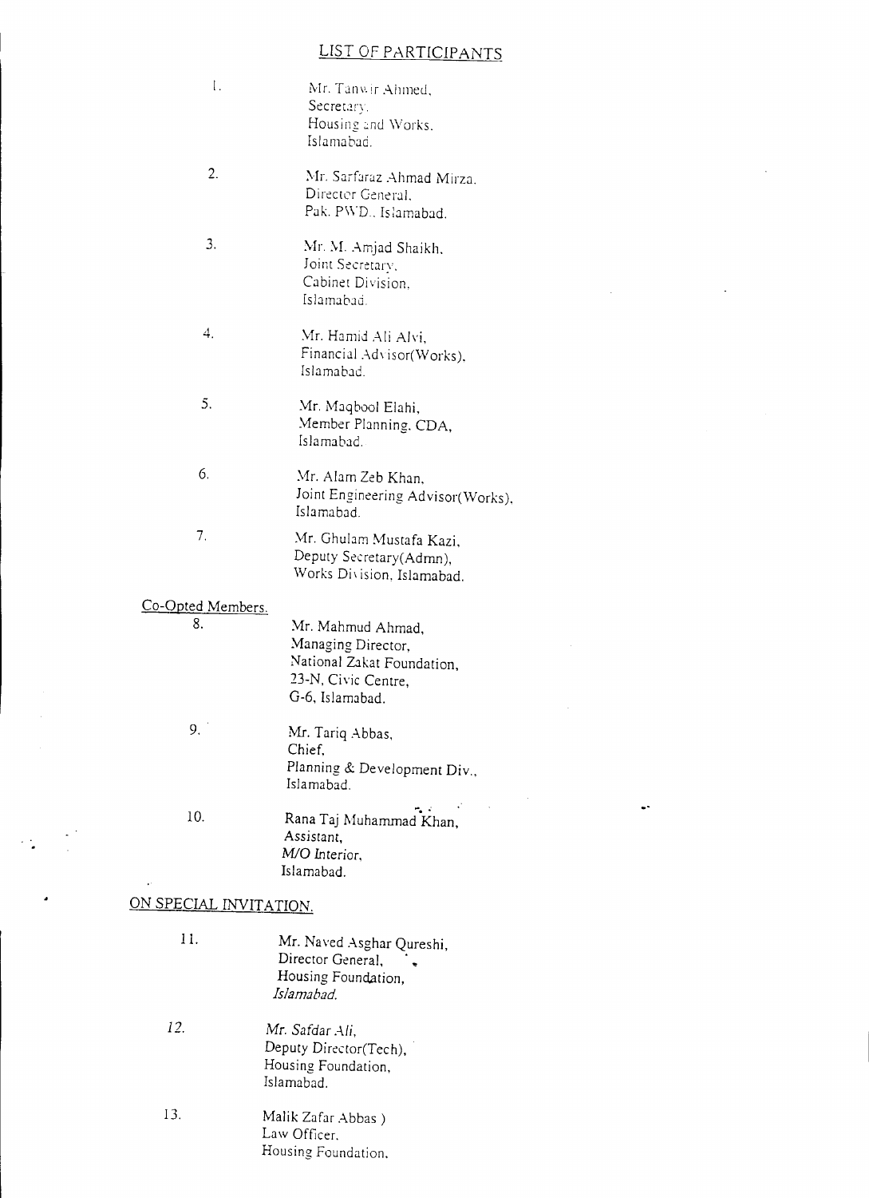## LIST OF PARTICIPANTS

1. Mr. Tanwir Ahmed,
   Secretary,
   Housing and Works,
   Islamabad.

2. Mr. Sarfaraz Ahmad Mirza,
   Director General,
   Pak. PWD., Islamabad.

3. Mr. M. Amjad Shaikh,
   Joint Secretary,
   Cabinet Division,
   Islamabad.

4. Mr. Hamid Ali Alvi,
   Financial Advisor(Works),
   Islamabad.

5. Mr. Maqbool Elahi,
   Member Planning, CDA,
   Islamabad.

6. Mr. Alam Zeb Khan,
   Joint Engineering Advisor(Works),
   Islamabad.

7. Mr. Ghulam Mustafa Kazi,
   Deputy Secretary(Admn),
   Works Division, Islamabad.

Co-Opted Members.

8. Mr. Mahmud Ahmad,
   Managing Director,
   National Zakat Foundation,
   23-N, Civic Centre,
   G-6, Islamabad.

9. Mr. Tariq Abbas,
   Chief,
   Planning & Development Div.,
   Islamabad.

10. Rana Taj Muhammad Khan,
    Assistant,
    M/O Interior,
    Islamabad.

ON SPECIAL INVITATION.

11. Mr. Naved Asghar Qureshi,
    Director General,
    Housing Foundation,
    *Islamabad.*

12. *Mr. Safdar Ali,*
    Deputy Director(Tech),
    Housing Foundation,
    Islamabad.

13. Malik Zafar Abbas )
    Law Officer,
    Housing Foundation,